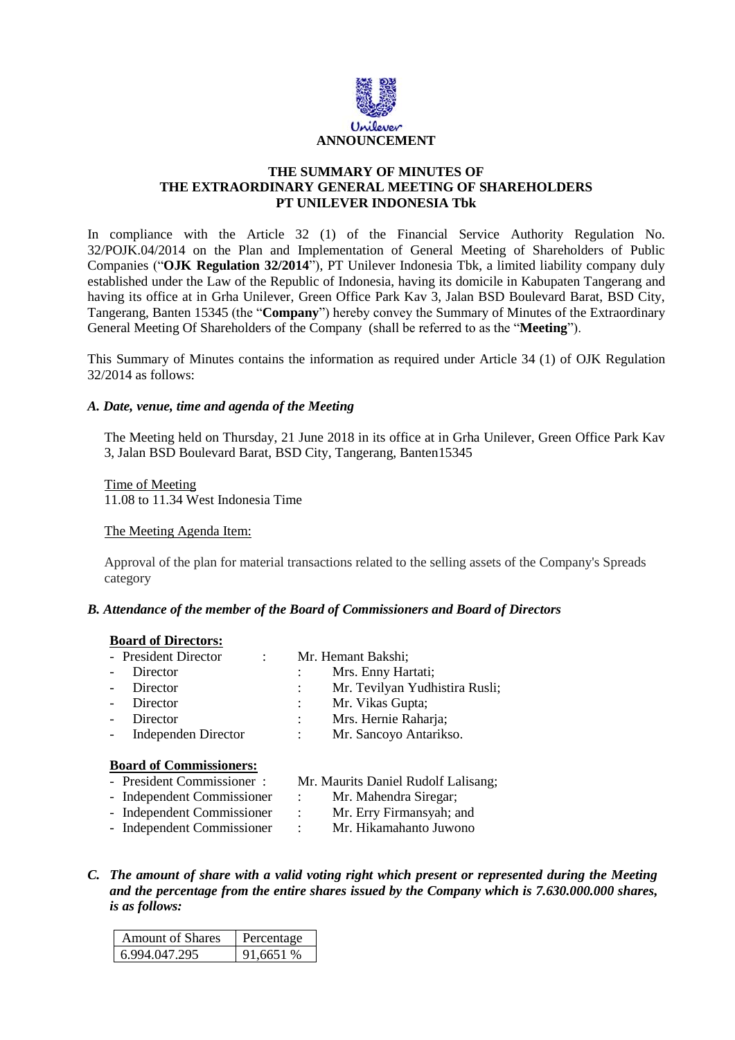# ANNOUNCEMENT

## THE SUMMARY OF MINUTES OF THE EXTRAORDINARY GENERAL MEETING OF SHAREHOLDERS PT UNILEVER INDONESIA Tbk

In compliance with the Article 32 (1) of the Financial Service Authority Regulation No. 32/POJK.04/2014 on the Plan and Implementation of General Meeting of Shareholders of Public Companies ("**OJK Regulation 32/2014**"), PT Unilever Indonesia Tbk, a limited liability company duly established under the Law of the Republic of Indonesia, having its domicile in Kabupaten Tangerang and having its office at in Grha Unilever, Green Office Park Kav 3, Jalan BSD Boulevard Barat, BSD City, Tangerang, Banten 15345 (the "**Company**") hereby convey the Summary of Minutes of the Extraordinary General Meeting Of Shareholders of the Company (shall be referred to as the "**Meeting**").

This Summary of Minutes contains the information as required under Article 34 (1) of OJK Regulation 32/2014 as follows:

### *A. Date, venue, time and agenda of the Meeting*

The Meeting held on Thursday, 21 June 2018 in its office at in Grha Unilever, Green Office Park Kav 3, Jalan BSD Boulevard Barat, BSD City, Tangerang, Banten15345

Time of Meeting
11.08 to 11.34 West Indonesia Time

The Meeting Agenda Item:

Approval of the plan for material transactions related to the selling assets of the Company's Spreads category

### *B. Attendance of the member of the Board of Commissioners and Board of Directors*

**Board of Directors:**

- President Director : Mr. Hemant Bakshi;
- Director : Mrs. Enny Hartati;
- Director : Mr. Tevilyan Yudhistira Rusli;
- Director : Mr. Vikas Gupta;
- Director : Mrs. Hernie Raharja;
- Independen Director : Mr. Sancoyo Antarikso.

**Board of Commissioners:**

- President Commissioner : Mr. Maurits Daniel Rudolf Lalisang;
- Independent Commissioner : Mr. Mahendra Siregar;
- Independent Commissioner : Mr. Erry Firmansyah; and
- Independent Commissioner : Mr. Hikamahanto Juwono

### *C. The amount of share with a valid voting right which present or represented during the Meeting and the percentage from the entire shares issued by the Company which is 7.630.000.000 shares, is as follows:*

| Amount of Shares | Percentage |
|---|---|
| 6.994.047.295 | 91,6651 % |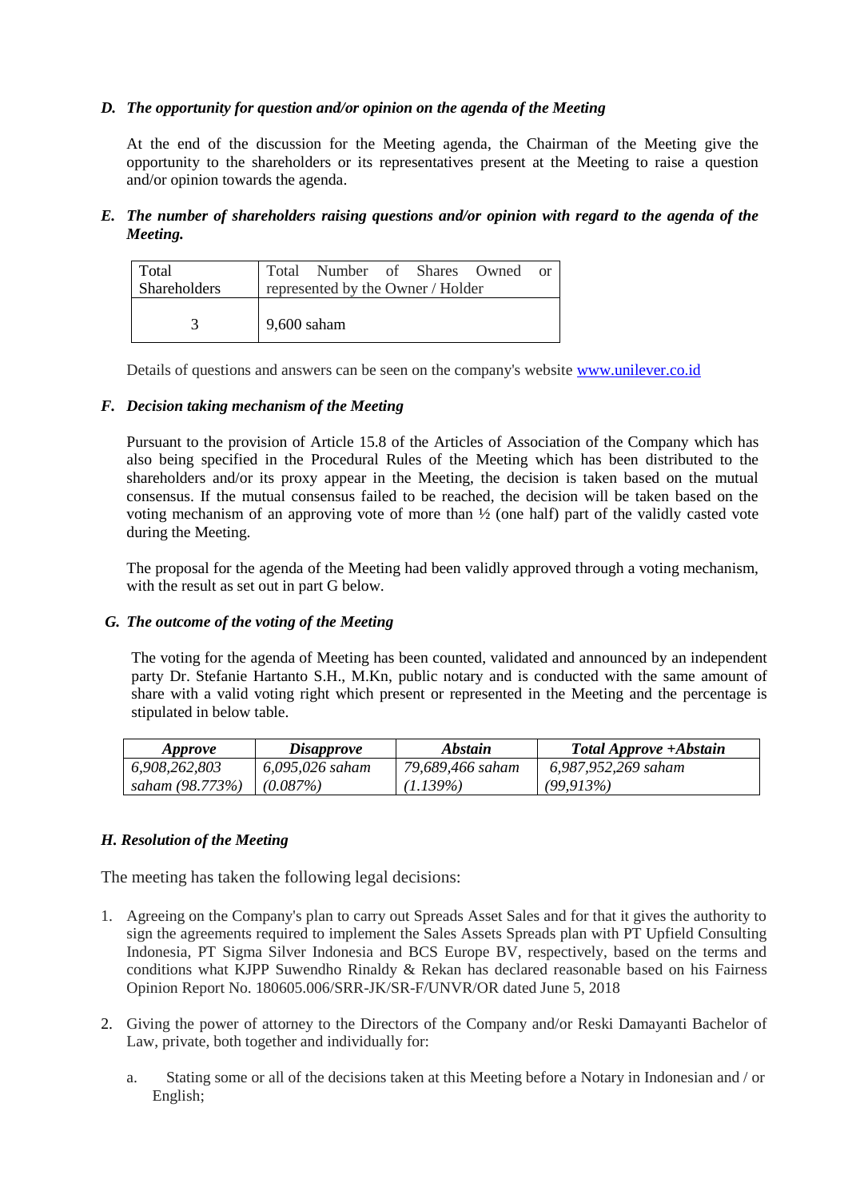***D. The opportunity for question and/or opinion on the agenda of the Meeting***

At the end of the discussion for the Meeting agenda, the Chairman of the Meeting give the opportunity to the shareholders or its representatives present at the Meeting to raise a question and/or opinion towards the agenda.

***E. The number of shareholders raising questions and/or opinion with regard to the agenda of the Meeting.***

| Total Shareholders | Total Number of Shares Owned or represented by the Owner / Holder |
|---|---|
| 3 | 9,600 saham |

Details of questions and answers can be seen on the company's website www.unilever.co.id

***F. Decision taking mechanism of the Meeting***

Pursuant to the provision of Article 15.8 of the Articles of Association of the Company which has also being specified in the Procedural Rules of the Meeting which has been distributed to the shareholders and/or its proxy appear in the Meeting, the decision is taken based on the mutual consensus. If the mutual consensus failed to be reached, the decision will be taken based on the voting mechanism of an approving vote of more than ½ (one half) part of the validly casted vote during the Meeting.

The proposal for the agenda of the Meeting had been validly approved through a voting mechanism, with the result as set out in part G below.

***G. The outcome of the voting of the Meeting***

The voting for the agenda of Meeting has been counted, validated and announced by an independent party Dr. Stefanie Hartanto S.H., M.Kn, public notary and is conducted with the same amount of share with a valid voting right which present or represented in the Meeting and the percentage is stipulated in below table.

| ***Approve*** | ***Disapprove*** | ***Abstain*** | ***Total Approve +Abstain*** |
|---|---|---|---|
| *6,908,262,803 saham (98.773%)* | *6,095,026 saham (0.087%)* | *79,689,466 saham (1.139%)* | *6,987,952,269 saham (99,913%)* |

***H. Resolution of the Meeting***

The meeting has taken the following legal decisions:

1. Agreeing on the Company's plan to carry out Spreads Asset Sales and for that it gives the authority to sign the agreements required to implement the Sales Assets Spreads plan with PT Upfield Consulting Indonesia, PT Sigma Silver Indonesia and BCS Europe BV, respectively, based on the terms and conditions what KJPP Suwendho Rinaldy & Rekan has declared reasonable based on his Fairness Opinion Report No. 180605.006/SRR-JK/SR-F/UNVR/OR dated June 5, 2018

2. Giving the power of attorney to the Directors of the Company and/or Reski Damayanti Bachelor of Law, private, both together and individually for:

   a. Stating some or all of the decisions taken at this Meeting before a Notary in Indonesian and / or English;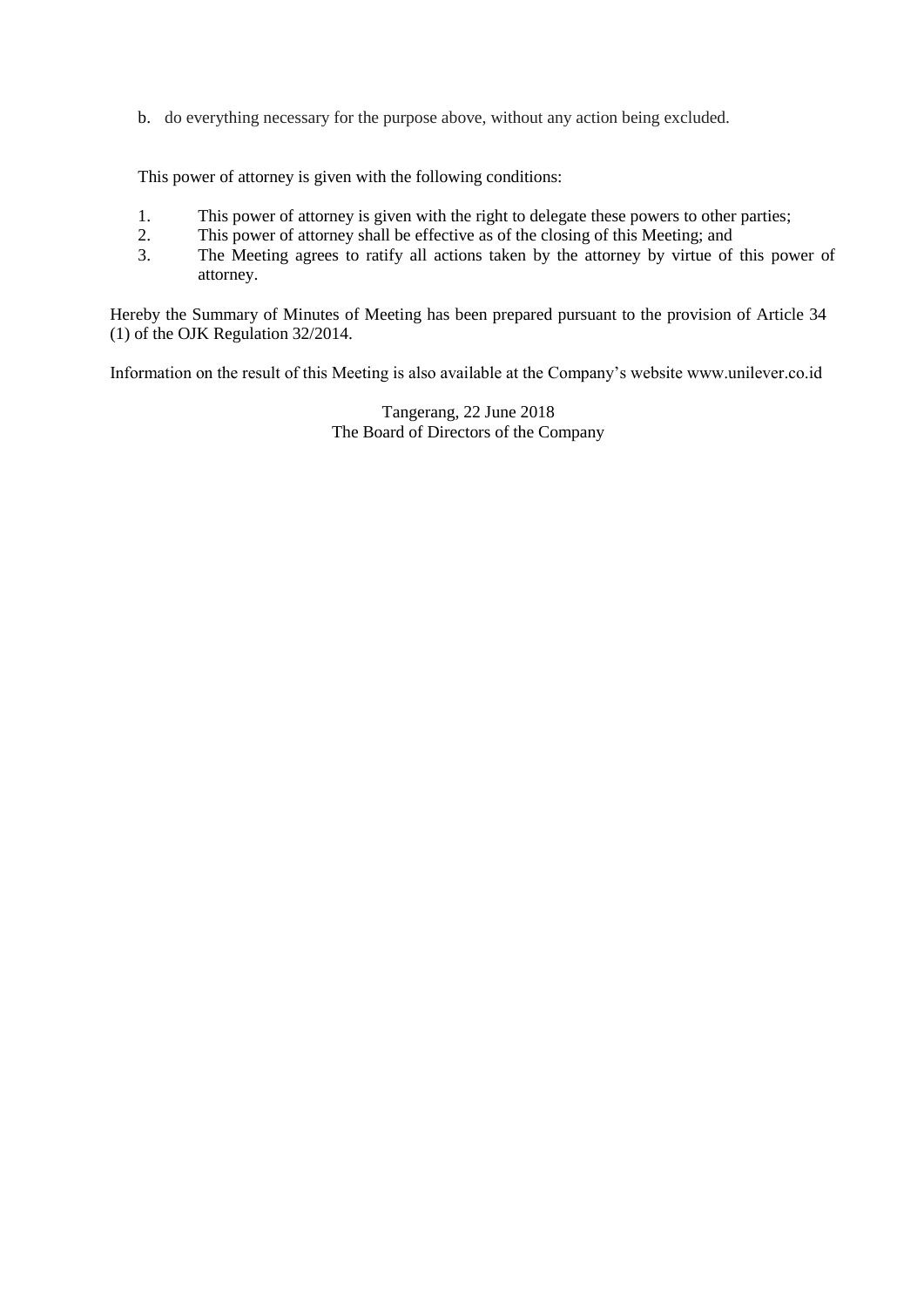b. do everything necessary for the purpose above, without any action being excluded.

This power of attorney is given with the following conditions:

1. This power of attorney is given with the right to delegate these powers to other parties;
2. This power of attorney shall be effective as of the closing of this Meeting; and
3. The Meeting agrees to ratify all actions taken by the attorney by virtue of this power of attorney.

Hereby the Summary of Minutes of Meeting has been prepared pursuant to the provision of Article 34 (1) of the OJK Regulation 32/2014.

Information on the result of this Meeting is also available at the Company's website www.unilever.co.id

Tangerang, 22 June 2018
The Board of Directors of the Company